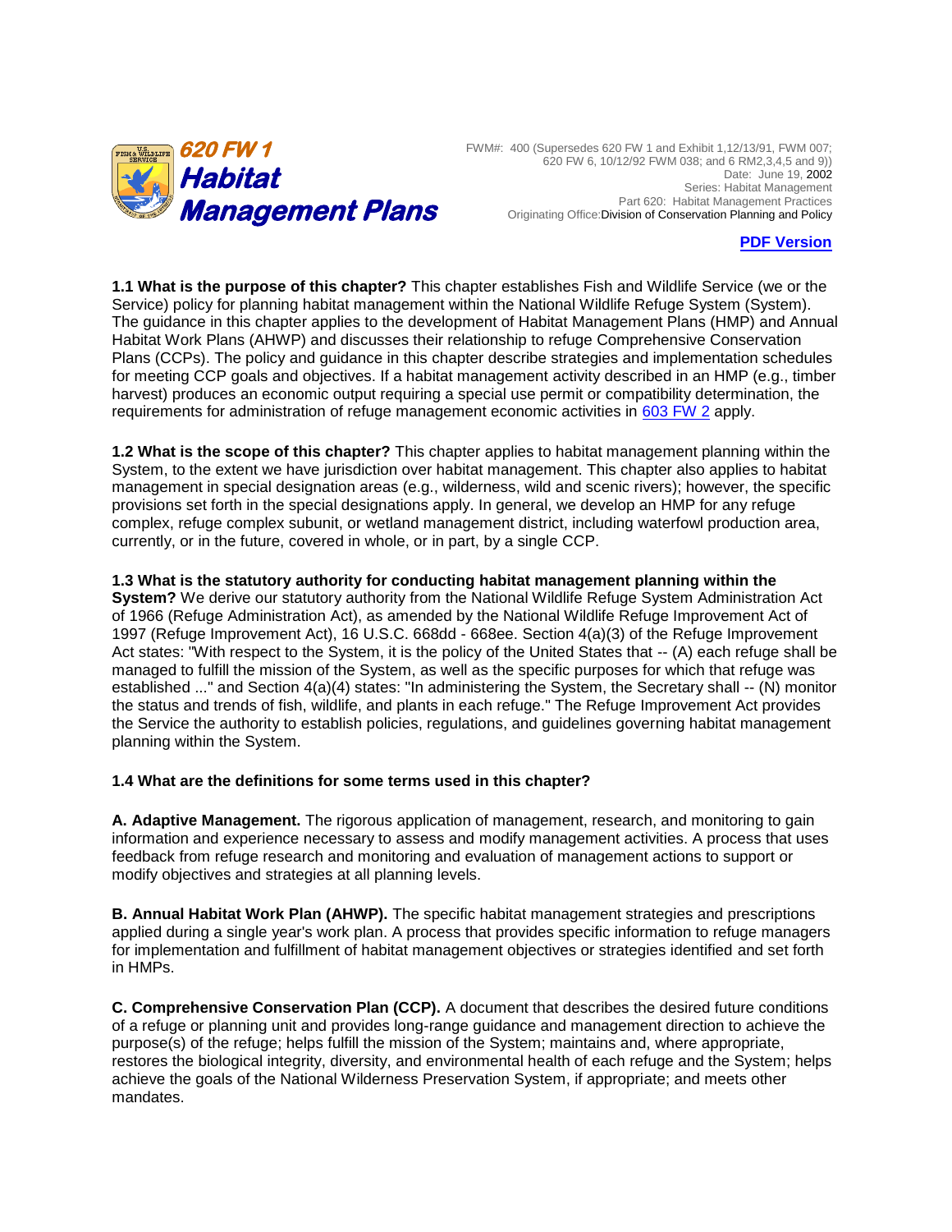# 620 FW 1 Habitat Management Plans

FWM#: 400 (Supersedes 620 FW 1 and Exhibit 1,12/13/91, FWM 007; 620 FW 6, 10/12/92 FWM 038; and 6 RM2,3,4,5 and 9))
Date: June 19, 2002
Series: Habitat Management
Part 620: Habitat Management Practices
Originating Office: Division of Conservation Planning and Policy

**PDF Version**

**1.1 What is the purpose of this chapter?** This chapter establishes Fish and Wildlife Service (we or the Service) policy for planning habitat management within the National Wildlife Refuge System (System). The guidance in this chapter applies to the development of Habitat Management Plans (HMP) and Annual Habitat Work Plans (AHWP) and discusses their relationship to refuge Comprehensive Conservation Plans (CCPs). The policy and guidance in this chapter describe strategies and implementation schedules for meeting CCP goals and objectives. If a habitat management activity described in an HMP (e.g., timber harvest) produces an economic output requiring a special use permit or compatibility determination, the requirements for administration of refuge management economic activities in 603 FW 2 apply.

**1.2 What is the scope of this chapter?** This chapter applies to habitat management planning within the System, to the extent we have jurisdiction over habitat management. This chapter also applies to habitat management in special designation areas (e.g., wilderness, wild and scenic rivers); however, the specific provisions set forth in the special designations apply. In general, we develop an HMP for any refuge complex, refuge complex subunit, or wetland management district, including waterfowl production area, currently, or in the future, covered in whole, or in part, by a single CCP.

**1.3 What is the statutory authority for conducting habitat management planning within the System?** We derive our statutory authority from the National Wildlife Refuge System Administration Act of 1966 (Refuge Administration Act), as amended by the National Wildlife Refuge Improvement Act of 1997 (Refuge Improvement Act), 16 U.S.C. 668dd - 668ee. Section 4(a)(3) of the Refuge Improvement Act states: "With respect to the System, it is the policy of the United States that -- (A) each refuge shall be managed to fulfill the mission of the System, as well as the specific purposes for which that refuge was established ..." and Section 4(a)(4) states: "In administering the System, the Secretary shall -- (N) monitor the status and trends of fish, wildlife, and plants in each refuge." The Refuge Improvement Act provides the Service the authority to establish policies, regulations, and guidelines governing habitat management planning within the System.

**1.4 What are the definitions for some terms used in this chapter?**

**A. Adaptive Management.** The rigorous application of management, research, and monitoring to gain information and experience necessary to assess and modify management activities. A process that uses feedback from refuge research and monitoring and evaluation of management actions to support or modify objectives and strategies at all planning levels.

**B. Annual Habitat Work Plan (AHWP).** The specific habitat management strategies and prescriptions applied during a single year's work plan. A process that provides specific information to refuge managers for implementation and fulfillment of habitat management objectives or strategies identified and set forth in HMPs.

**C. Comprehensive Conservation Plan (CCP).** A document that describes the desired future conditions of a refuge or planning unit and provides long-range guidance and management direction to achieve the purpose(s) of the refuge; helps fulfill the mission of the System; maintains and, where appropriate, restores the biological integrity, diversity, and environmental health of each refuge and the System; helps achieve the goals of the National Wilderness Preservation System, if appropriate; and meets other mandates.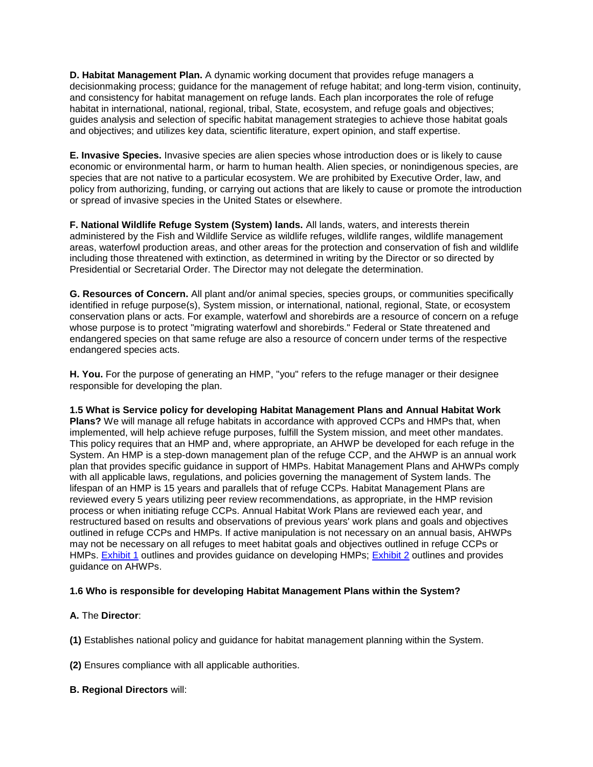**D. Habitat Management Plan.** A dynamic working document that provides refuge managers a decisionmaking process; guidance for the management of refuge habitat; and long-term vision, continuity, and consistency for habitat management on refuge lands. Each plan incorporates the role of refuge habitat in international, national, regional, tribal, State, ecosystem, and refuge goals and objectives; guides analysis and selection of specific habitat management strategies to achieve those habitat goals and objectives; and utilizes key data, scientific literature, expert opinion, and staff expertise.

**E. Invasive Species.** Invasive species are alien species whose introduction does or is likely to cause economic or environmental harm, or harm to human health. Alien species, or nonindigenous species, are species that are not native to a particular ecosystem. We are prohibited by Executive Order, law, and policy from authorizing, funding, or carrying out actions that are likely to cause or promote the introduction or spread of invasive species in the United States or elsewhere.

**F. National Wildlife Refuge System (System) lands.** All lands, waters, and interests therein administered by the Fish and Wildlife Service as wildlife refuges, wildlife ranges, wildlife management areas, waterfowl production areas, and other areas for the protection and conservation of fish and wildlife including those threatened with extinction, as determined in writing by the Director or so directed by Presidential or Secretarial Order. The Director may not delegate the determination.

**G. Resources of Concern.** All plant and/or animal species, species groups, or communities specifically identified in refuge purpose(s), System mission, or international, national, regional, State, or ecosystem conservation plans or acts. For example, waterfowl and shorebirds are a resource of concern on a refuge whose purpose is to protect "migrating waterfowl and shorebirds." Federal or State threatened and endangered species on that same refuge are also a resource of concern under terms of the respective endangered species acts.

**H. You.** For the purpose of generating an HMP, "you" refers to the refuge manager or their designee responsible for developing the plan.

**1.5 What is Service policy for developing Habitat Management Plans and Annual Habitat Work Plans?** We will manage all refuge habitats in accordance with approved CCPs and HMPs that, when implemented, will help achieve refuge purposes, fulfill the System mission, and meet other mandates. This policy requires that an HMP and, where appropriate, an AHWP be developed for each refuge in the System. An HMP is a step-down management plan of the refuge CCP, and the AHWP is an annual work plan that provides specific guidance in support of HMPs. Habitat Management Plans and AHWPs comply with all applicable laws, regulations, and policies governing the management of System lands. The lifespan of an HMP is 15 years and parallels that of refuge CCPs. Habitat Management Plans are reviewed every 5 years utilizing peer review recommendations, as appropriate, in the HMP revision process or when initiating refuge CCPs. Annual Habitat Work Plans are reviewed each year, and restructured based on results and observations of previous years' work plans and goals and objectives outlined in refuge CCPs and HMPs. If active manipulation is not necessary on an annual basis, AHWPs may not be necessary on all refuges to meet habitat goals and objectives outlined in refuge CCPs or HMPs. Exhibit 1 outlines and provides guidance on developing HMPs; Exhibit 2 outlines and provides guidance on AHWPs.

**1.6 Who is responsible for developing Habitat Management Plans within the System?**

**A.** The **Director**:

**(1)** Establishes national policy and guidance for habitat management planning within the System.

**(2)** Ensures compliance with all applicable authorities.

**B. Regional Directors** will: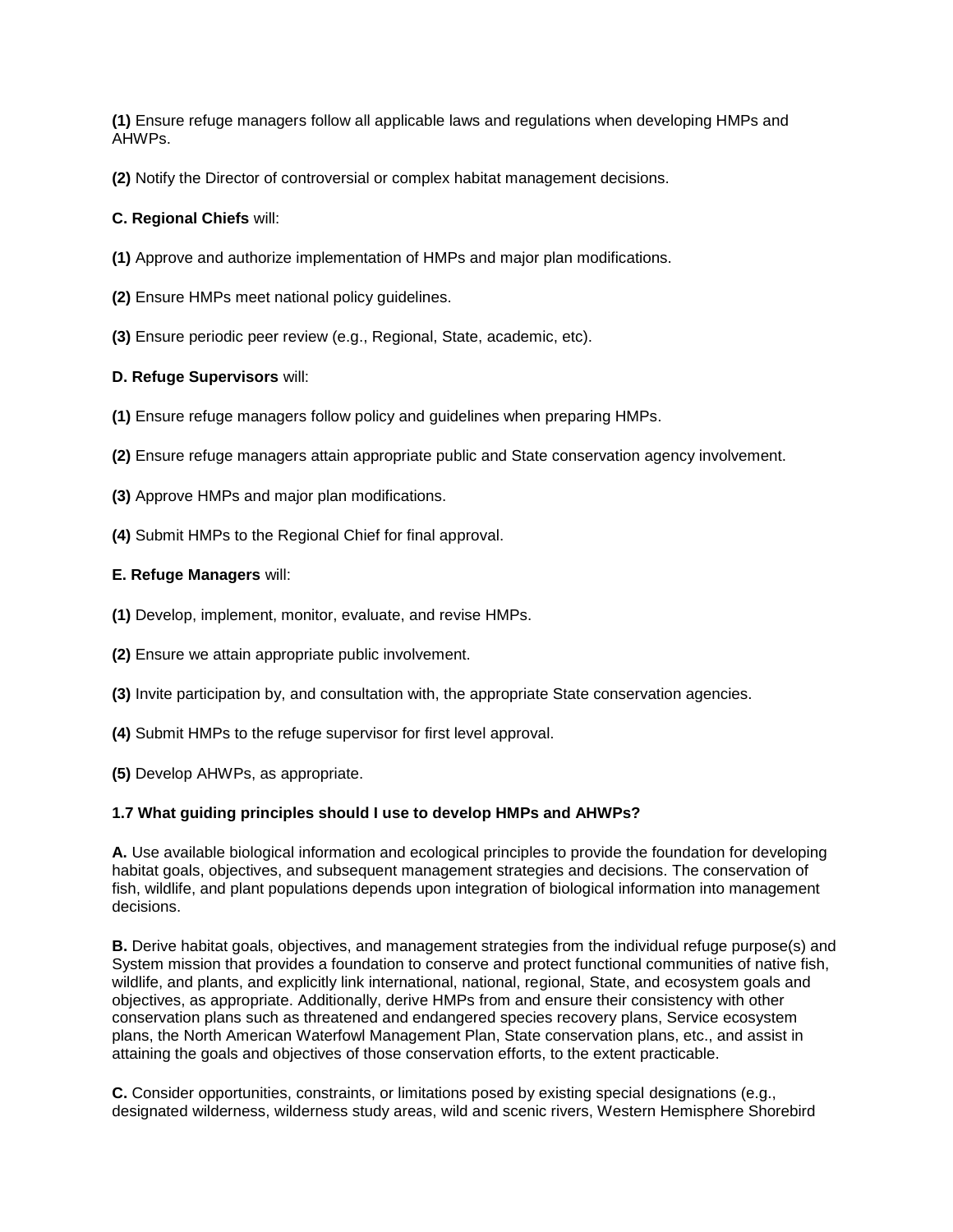**(1)** Ensure refuge managers follow all applicable laws and regulations when developing HMPs and AHWPs.

**(2)** Notify the Director of controversial or complex habitat management decisions.

**C. Regional Chiefs** will:

**(1)** Approve and authorize implementation of HMPs and major plan modifications.

**(2)** Ensure HMPs meet national policy guidelines.

**(3)** Ensure periodic peer review (e.g., Regional, State, academic, etc).

**D. Refuge Supervisors** will:

**(1)** Ensure refuge managers follow policy and guidelines when preparing HMPs.

**(2)** Ensure refuge managers attain appropriate public and State conservation agency involvement.

**(3)** Approve HMPs and major plan modifications.

**(4)** Submit HMPs to the Regional Chief for final approval.

**E. Refuge Managers** will:

**(1)** Develop, implement, monitor, evaluate, and revise HMPs.

**(2)** Ensure we attain appropriate public involvement.

**(3)** Invite participation by, and consultation with, the appropriate State conservation agencies.

**(4)** Submit HMPs to the refuge supervisor for first level approval.

**(5)** Develop AHWPs, as appropriate.

**1.7 What guiding principles should I use to develop HMPs and AHWPs?**

**A.** Use available biological information and ecological principles to provide the foundation for developing habitat goals, objectives, and subsequent management strategies and decisions. The conservation of fish, wildlife, and plant populations depends upon integration of biological information into management decisions.

**B.** Derive habitat goals, objectives, and management strategies from the individual refuge purpose(s) and System mission that provides a foundation to conserve and protect functional communities of native fish, wildlife, and plants, and explicitly link international, national, regional, State, and ecosystem goals and objectives, as appropriate. Additionally, derive HMPs from and ensure their consistency with other conservation plans such as threatened and endangered species recovery plans, Service ecosystem plans, the North American Waterfowl Management Plan, State conservation plans, etc., and assist in attaining the goals and objectives of those conservation efforts, to the extent practicable.

**C.** Consider opportunities, constraints, or limitations posed by existing special designations (e.g., designated wilderness, wilderness study areas, wild and scenic rivers, Western Hemisphere Shorebird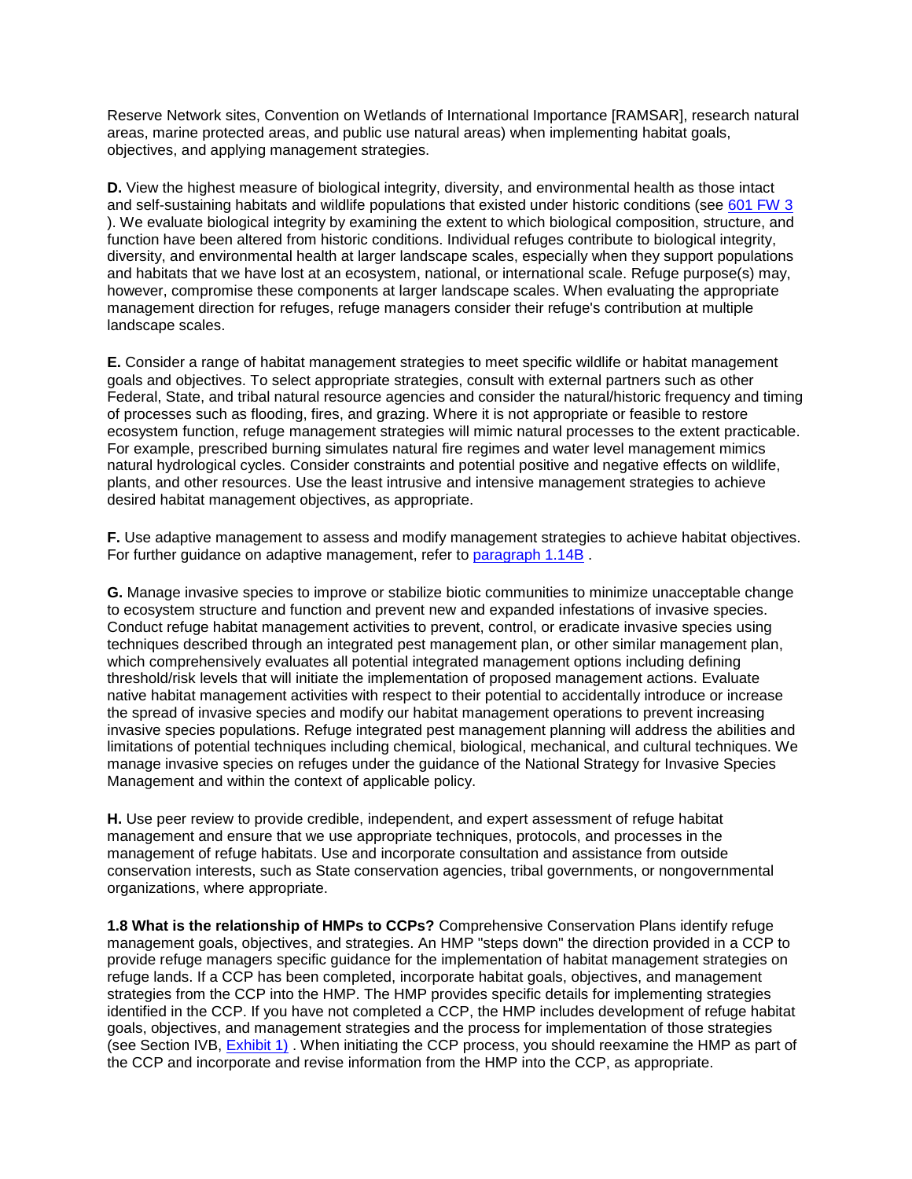Reserve Network sites, Convention on Wetlands of International Importance [RAMSAR], research natural areas, marine protected areas, and public use natural areas) when implementing habitat goals, objectives, and applying management strategies.

**D.** View the highest measure of biological integrity, diversity, and environmental health as those intact and self-sustaining habitats and wildlife populations that existed under historic conditions (see [601 FW 3](601 FW 3) ). We evaluate biological integrity by examining the extent to which biological composition, structure, and function have been altered from historic conditions. Individual refuges contribute to biological integrity, diversity, and environmental health at larger landscape scales, especially when they support populations and habitats that we have lost at an ecosystem, national, or international scale. Refuge purpose(s) may, however, compromise these components at larger landscape scales. When evaluating the appropriate management direction for refuges, refuge managers consider their refuge's contribution at multiple landscape scales.

**E.** Consider a range of habitat management strategies to meet specific wildlife or habitat management goals and objectives. To select appropriate strategies, consult with external partners such as other Federal, State, and tribal natural resource agencies and consider the natural/historic frequency and timing of processes such as flooding, fires, and grazing. Where it is not appropriate or feasible to restore ecosystem function, refuge management strategies will mimic natural processes to the extent practicable. For example, prescribed burning simulates natural fire regimes and water level management mimics natural hydrological cycles. Consider constraints and potential positive and negative effects on wildlife, plants, and other resources. Use the least intrusive and intensive management strategies to achieve desired habitat management objectives, as appropriate.

**F.** Use adaptive management to assess and modify management strategies to achieve habitat objectives. For further guidance on adaptive management, refer to paragraph 1.14B .

**G.** Manage invasive species to improve or stabilize biotic communities to minimize unacceptable change to ecosystem structure and function and prevent new and expanded infestations of invasive species. Conduct refuge habitat management activities to prevent, control, or eradicate invasive species using techniques described through an integrated pest management plan, or other similar management plan, which comprehensively evaluates all potential integrated management options including defining threshold/risk levels that will initiate the implementation of proposed management actions. Evaluate native habitat management activities with respect to their potential to accidentally introduce or increase the spread of invasive species and modify our habitat management operations to prevent increasing invasive species populations. Refuge integrated pest management planning will address the abilities and limitations of potential techniques including chemical, biological, mechanical, and cultural techniques. We manage invasive species on refuges under the guidance of the National Strategy for Invasive Species Management and within the context of applicable policy.

**H.** Use peer review to provide credible, independent, and expert assessment of refuge habitat management and ensure that we use appropriate techniques, protocols, and processes in the management of refuge habitats. Use and incorporate consultation and assistance from outside conservation interests, such as State conservation agencies, tribal governments, or nongovernmental organizations, where appropriate.

**1.8 What is the relationship of HMPs to CCPs?** Comprehensive Conservation Plans identify refuge management goals, objectives, and strategies. An HMP "steps down" the direction provided in a CCP to provide refuge managers specific guidance for the implementation of habitat management strategies on refuge lands. If a CCP has been completed, incorporate habitat goals, objectives, and management strategies from the CCP into the HMP. The HMP provides specific details for implementing strategies identified in the CCP. If you have not completed a CCP, the HMP includes development of refuge habitat goals, objectives, and management strategies and the process for implementation of those strategies (see Section IVB, Exhibit 1) . When initiating the CCP process, you should reexamine the HMP as part of the CCP and incorporate and revise information from the HMP into the CCP, as appropriate.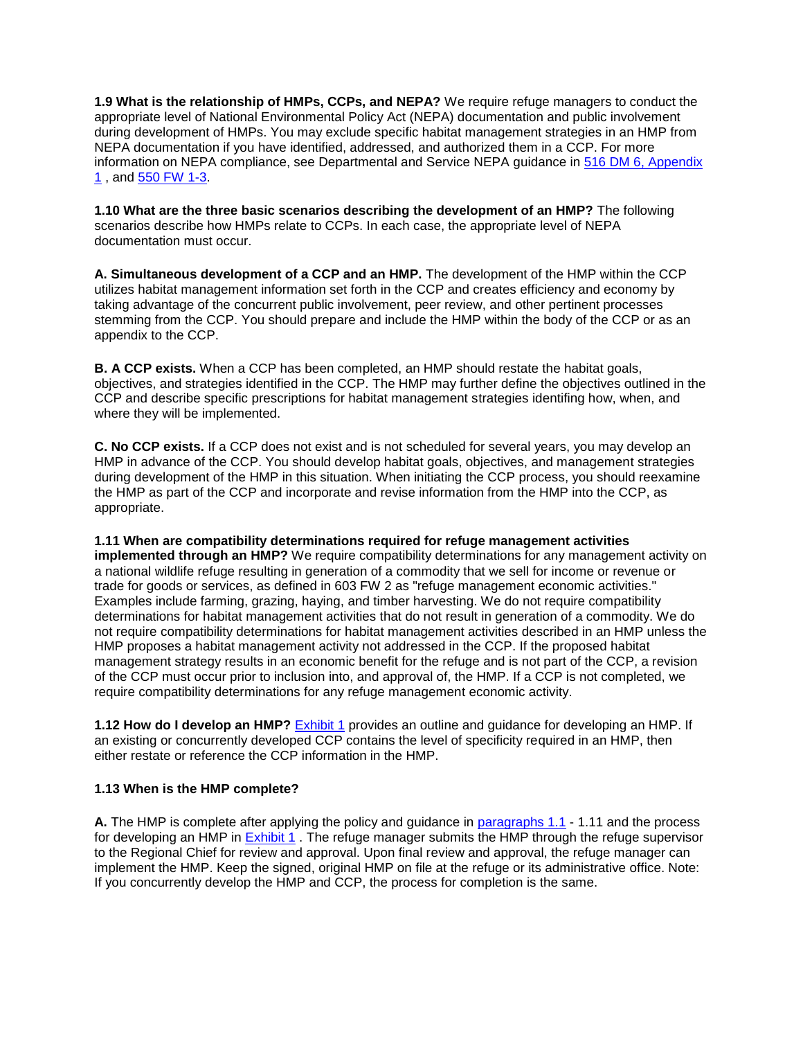**1.9 What is the relationship of HMPs, CCPs, and NEPA?** We require refuge managers to conduct the appropriate level of National Environmental Policy Act (NEPA) documentation and public involvement during development of HMPs. You may exclude specific habitat management strategies in an HMP from NEPA documentation if you have identified, addressed, and authorized them in a CCP. For more information on NEPA compliance, see Departmental and Service NEPA guidance in 516 DM 6, Appendix 1 , and 550 FW 1-3.

**1.10 What are the three basic scenarios describing the development of an HMP?** The following scenarios describe how HMPs relate to CCPs. In each case, the appropriate level of NEPA documentation must occur.

**A. Simultaneous development of a CCP and an HMP.** The development of the HMP within the CCP utilizes habitat management information set forth in the CCP and creates efficiency and economy by taking advantage of the concurrent public involvement, peer review, and other pertinent processes stemming from the CCP. You should prepare and include the HMP within the body of the CCP or as an appendix to the CCP.

**B. A CCP exists.** When a CCP has been completed, an HMP should restate the habitat goals, objectives, and strategies identified in the CCP. The HMP may further define the objectives outlined in the CCP and describe specific prescriptions for habitat management strategies identifing how, when, and where they will be implemented.

**C. No CCP exists.** If a CCP does not exist and is not scheduled for several years, you may develop an HMP in advance of the CCP. You should develop habitat goals, objectives, and management strategies during development of the HMP in this situation. When initiating the CCP process, you should reexamine the HMP as part of the CCP and incorporate and revise information from the HMP into the CCP, as appropriate.

**1.11 When are compatibility determinations required for refuge management activities implemented through an HMP?** We require compatibility determinations for any management activity on a national wildlife refuge resulting in generation of a commodity that we sell for income or revenue or trade for goods or services, as defined in 603 FW 2 as "refuge management economic activities." Examples include farming, grazing, haying, and timber harvesting. We do not require compatibility determinations for habitat management activities that do not result in generation of a commodity. We do not require compatibility determinations for habitat management activities described in an HMP unless the HMP proposes a habitat management activity not addressed in the CCP. If the proposed habitat management strategy results in an economic benefit for the refuge and is not part of the CCP, a revision of the CCP must occur prior to inclusion into, and approval of, the HMP. If a CCP is not completed, we require compatibility determinations for any refuge management economic activity.

**1.12 How do I develop an HMP?** Exhibit 1 provides an outline and guidance for developing an HMP. If an existing or concurrently developed CCP contains the level of specificity required in an HMP, then either restate or reference the CCP information in the HMP.

**1.13 When is the HMP complete?**

**A.** The HMP is complete after applying the policy and guidance in paragraphs 1.1 - 1.11 and the process for developing an HMP in Exhibit 1 . The refuge manager submits the HMP through the refuge supervisor to the Regional Chief for review and approval. Upon final review and approval, the refuge manager can implement the HMP. Keep the signed, original HMP on file at the refuge or its administrative office. Note: If you concurrently develop the HMP and CCP, the process for completion is the same.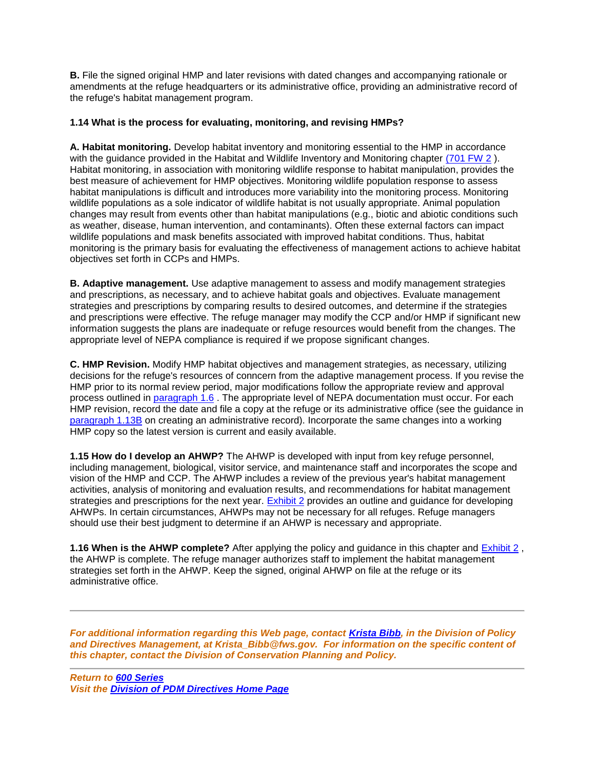**B.** File the signed original HMP and later revisions with dated changes and accompanying rationale or amendments at the refuge headquarters or its administrative office, providing an administrative record of the refuge's habitat management program.

**1.14 What is the process for evaluating, monitoring, and revising HMPs?**

**A. Habitat monitoring.** Develop habitat inventory and monitoring essential to the HMP in accordance with the guidance provided in the Habitat and Wildlife Inventory and Monitoring chapter (701 FW 2 ). Habitat monitoring, in association with monitoring wildlife response to habitat manipulation, provides the best measure of achievement for HMP objectives. Monitoring wildlife population response to assess habitat manipulations is difficult and introduces more variability into the monitoring process. Monitoring wildlife populations as a sole indicator of wildlife habitat is not usually appropriate. Animal population changes may result from events other than habitat manipulations (e.g., biotic and abiotic conditions such as weather, disease, human intervention, and contaminants). Often these external factors can impact wildlife populations and mask benefits associated with improved habitat conditions. Thus, habitat monitoring is the primary basis for evaluating the effectiveness of management actions to achieve habitat objectives set forth in CCPs and HMPs.

**B. Adaptive management.** Use adaptive management to assess and modify management strategies and prescriptions, as necessary, and to achieve habitat goals and objectives. Evaluate management strategies and prescriptions by comparing results to desired outcomes, and determine if the strategies and prescriptions were effective. The refuge manager may modify the CCP and/or HMP if significant new information suggests the plans are inadequate or refuge resources would benefit from the changes. The appropriate level of NEPA compliance is required if we propose significant changes.

**C. HMP Revision.** Modify HMP habitat objectives and management strategies, as necessary, utilizing decisions for the refuge's resources of conncern from the adaptive management process. If you revise the HMP prior to its normal review period, major modifications follow the appropriate review and approval process outlined in paragraph 1.6 . The appropriate level of NEPA documentation must occur. For each HMP revision, record the date and file a copy at the refuge or its administrative office (see the guidance in paragraph 1.13B on creating an administrative record). Incorporate the same changes into a working HMP copy so the latest version is current and easily available.

**1.15 How do I develop an AHWP?** The AHWP is developed with input from key refuge personnel, including management, biological, visitor service, and maintenance staff and incorporates the scope and vision of the HMP and CCP. The AHWP includes a review of the previous year's habitat management activities, analysis of monitoring and evaluation results, and recommendations for habitat management strategies and prescriptions for the next year. Exhibit 2 provides an outline and guidance for developing AHWPs. In certain circumstances, AHWPs may not be necessary for all refuges. Refuge managers should use their best judgment to determine if an AHWP is necessary and appropriate.

**1.16 When is the AHWP complete?** After applying the policy and guidance in this chapter and Exhibit 2 , the AHWP is complete. The refuge manager authorizes staff to implement the habitat management strategies set forth in the AHWP. Keep the signed, original AHWP on file at the refuge or its administrative office.

---

***For additional information regarding this Web page, contact Krista Bibb, in the Division of Policy and Directives Management, at Krista_Bibb@fws.gov. For information on the specific content of this chapter, contact the Division of Conservation Planning and Policy.***

---

***Return to 600 Series***
***Visit the Division of PDM Directives Home Page***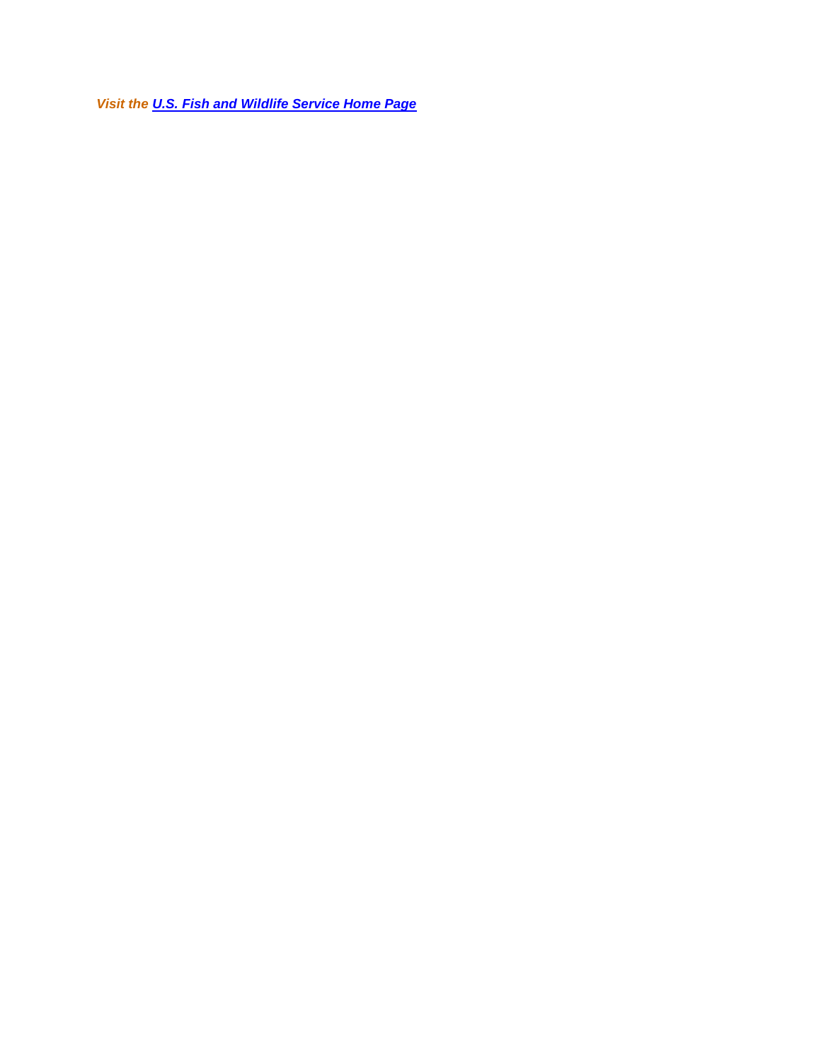***Visit the [U.S. Fish and Wildlife Service Home Page]()***